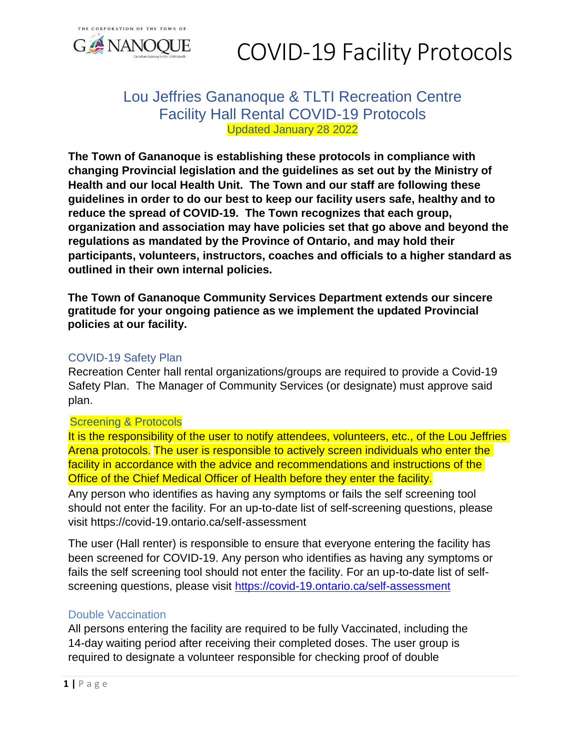# COVID-19 Facility Protocols

## Lou Jeffries Gananoque & TLTI Recreation Centre
## Facility Hall Rental COVID-19 Protocols

Updated January 28 2022

**The Town of Gananoque is establishing these protocols in compliance with changing Provincial legislation and the guidelines as set out by the Ministry of Health and our local Health Unit. The Town and our staff are following these guidelines in order to do our best to keep our facility users safe, healthy and to reduce the spread of COVID-19. The Town recognizes that each group, organization and association may have policies set that go above and beyond the regulations as mandated by the Province of Ontario, and may hold their participants, volunteers, instructors, coaches and officials to a higher standard as outlined in their own internal policies.**

**The Town of Gananoque Community Services Department extends our sincere gratitude for your ongoing patience as we implement the updated Provincial policies at our facility.**

### COVID-19 Safety Plan

Recreation Center hall rental organizations/groups are required to provide a Covid-19 Safety Plan. The Manager of Community Services (or designate) must approve said plan.

### Screening & Protocols

It is the responsibility of the user to notify attendees, volunteers, etc., of the Lou Jeffries Arena protocols. The user is responsible to actively screen individuals who enter the facility in accordance with the advice and recommendations and instructions of the Office of the Chief Medical Officer of Health before they enter the facility.

Any person who identifies as having any symptoms or fails the self screening tool should not enter the facility. For an up-to-date list of self-screening questions, please visit https://covid-19.ontario.ca/self-assessment

The user (Hall renter) is responsible to ensure that everyone entering the facility has been screened for COVID-19. Any person who identifies as having any symptoms or fails the self screening tool should not enter the facility. For an up-to-date list of self-screening questions, please visit https://covid-19.ontario.ca/self-assessment

### Double Vaccination

All persons entering the facility are required to be fully Vaccinated, including the 14-day waiting period after receiving their completed doses. The user group is required to designate a volunteer responsible for checking proof of double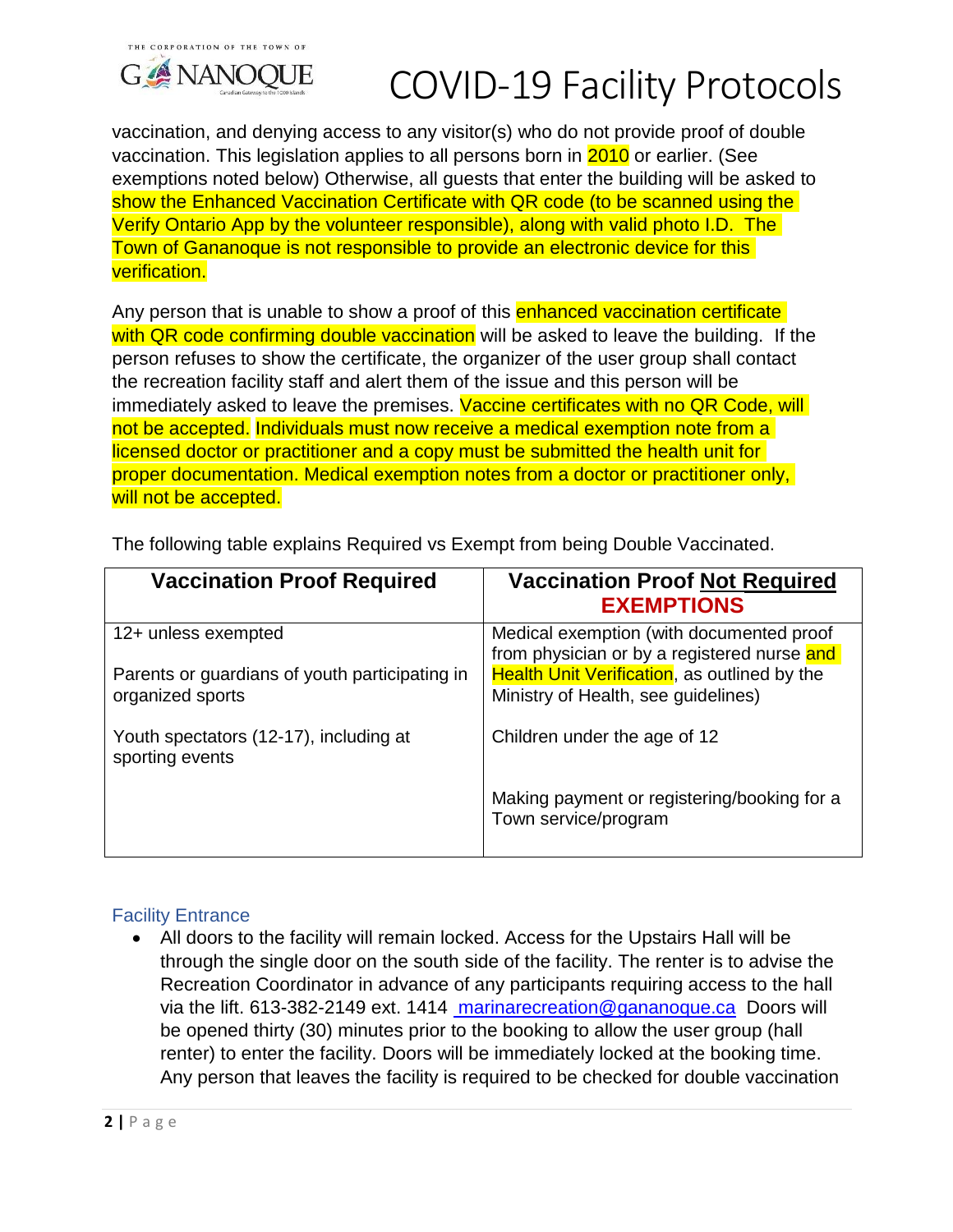vaccination, and denying access to any visitor(s) who do not provide proof of double vaccination. This legislation applies to all persons born in 2010 or earlier. (See exemptions noted below) Otherwise, all guests that enter the building will be asked to show the Enhanced Vaccination Certificate with QR code (to be scanned using the Verify Ontario App by the volunteer responsible), along with valid photo I.D. The Town of Gananoque is not responsible to provide an electronic device for this verification.

Any person that is unable to show a proof of this enhanced vaccination certificate with QR code confirming double vaccination will be asked to leave the building. If the person refuses to show the certificate, the organizer of the user group shall contact the recreation facility staff and alert them of the issue and this person will be immediately asked to leave the premises. Vaccine certificates with no QR Code, will not be accepted. Individuals must now receive a medical exemption note from a licensed doctor or practitioner and a copy must be submitted the health unit for proper documentation. Medical exemption notes from a doctor or practitioner only, will not be accepted.

The following table explains Required vs Exempt from being Double Vaccinated.

| Vaccination Proof Required | Vaccination Proof Not Required **EXEMPTIONS** |
|---|---|
| 12+ unless exempted | Medical exemption (with documented proof from physician or by a registered nurse and Health Unit Verification, as outlined by the Ministry of Health, see guidelines) |
| Parents or guardians of youth participating in organized sports | |
| Youth spectators (12-17), including at sporting events | Children under the age of 12 |
| | Making payment or registering/booking for a Town service/program |

## Facility Entrance

- All doors to the facility will remain locked. Access for the Upstairs Hall will be through the single door on the south side of the facility. The renter is to advise the Recreation Coordinator in advance of any participants requiring access to the hall via the lift. 613-382-2149 ext. 1414 marinarecreation@gananoque.ca Doors will be opened thirty (30) minutes prior to the booking to allow the user group (hall renter) to enter the facility. Doors will be immediately locked at the booking time. Any person that leaves the facility is required to be checked for double vaccination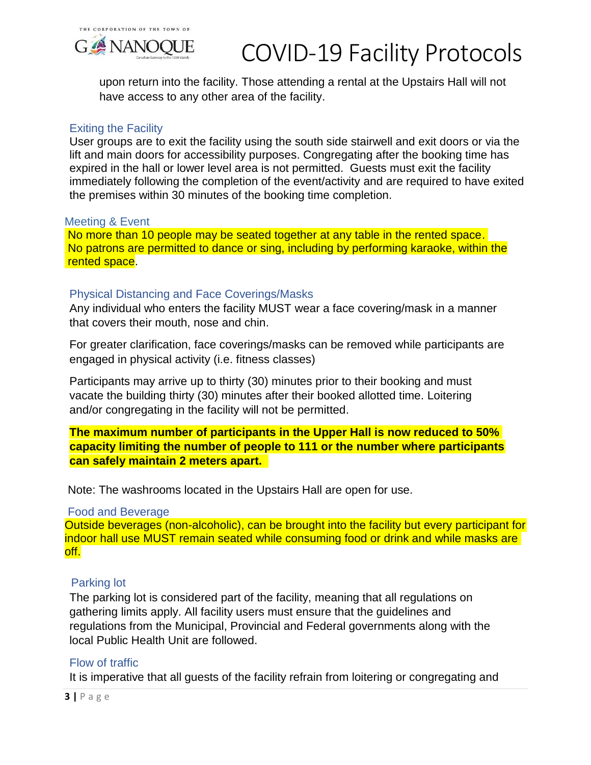upon return into the facility. Those attending a rental at the Upstairs Hall will not have access to any other area of the facility.

### Exiting the Facility

User groups are to exit the facility using the south side stairwell and exit doors or via the lift and main doors for accessibility purposes. Congregating after the booking time has expired in the hall or lower level area is not permitted. Guests must exit the facility immediately following the completion of the event/activity and are required to have exited the premises within 30 minutes of the booking time completion.

### Meeting & Event

No more than 10 people may be seated together at any table in the rented space. No patrons are permitted to dance or sing, including by performing karaoke, within the rented space.

### Physical Distancing and Face Coverings/Masks

Any individual who enters the facility MUST wear a face covering/mask in a manner that covers their mouth, nose and chin.

For greater clarification, face coverings/masks can be removed while participants are engaged in physical activity (i.e. fitness classes)

Participants may arrive up to thirty (30) minutes prior to their booking and must vacate the building thirty (30) minutes after their booked allotted time. Loitering and/or congregating in the facility will not be permitted.

**The maximum number of participants in the Upper Hall is now reduced to 50% capacity limiting the number of people to 111 or the number where participants can safely maintain 2 meters apart.**

Note: The washrooms located in the Upstairs Hall are open for use.

### Food and Beverage

Outside beverages (non-alcoholic), can be brought into the facility but every participant for indoor hall use MUST remain seated while consuming food or drink and while masks are off.

### Parking lot

The parking lot is considered part of the facility, meaning that all regulations on gathering limits apply. All facility users must ensure that the guidelines and regulations from the Municipal, Provincial and Federal governments along with the local Public Health Unit are followed.

### Flow of traffic

It is imperative that all guests of the facility refrain from loitering or congregating and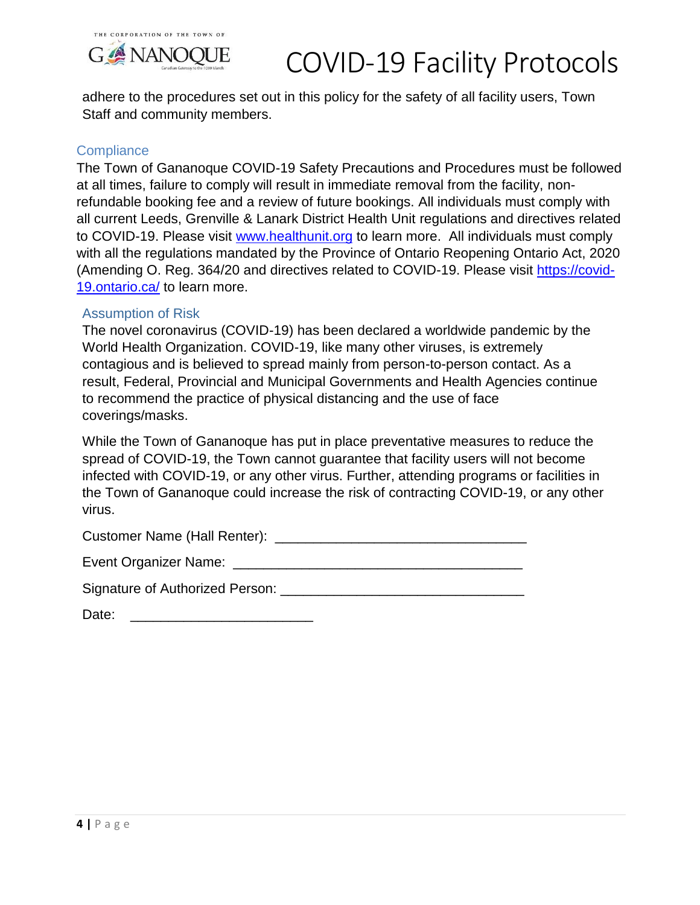adhere to the procedures set out in this policy for the safety of all facility users, Town Staff and community members.

## Compliance

The Town of Gananoque COVID-19 Safety Precautions and Procedures must be followed at all times, failure to comply will result in immediate removal from the facility, non-refundable booking fee and a review of future bookings. All individuals must comply with all current Leeds, Grenville & Lanark District Health Unit regulations and directives related to COVID-19. Please visit www.healthunit.org to learn more. All individuals must comply with all the regulations mandated by the Province of Ontario Reopening Ontario Act, 2020 (Amending O. Reg. 364/20 and directives related to COVID-19. Please visit https://covid-19.ontario.ca/ to learn more.

## Assumption of Risk

The novel coronavirus (COVID-19) has been declared a worldwide pandemic by the World Health Organization. COVID-19, like many other viruses, is extremely contagious and is believed to spread mainly from person-to-person contact. As a result, Federal, Provincial and Municipal Governments and Health Agencies continue to recommend the practice of physical distancing and the use of face coverings/masks.

While the Town of Gananoque has put in place preventative measures to reduce the spread of COVID-19, the Town cannot guarantee that facility users will not become infected with COVID-19, or any other virus. Further, attending programs or facilities in the Town of Gananoque could increase the risk of contracting COVID-19, or any other virus.

Customer Name (Hall Renter): _________________________________

Event Organizer Name: ______________________________________

Signature of Authorized Person: ________________________________

Date: ________________________